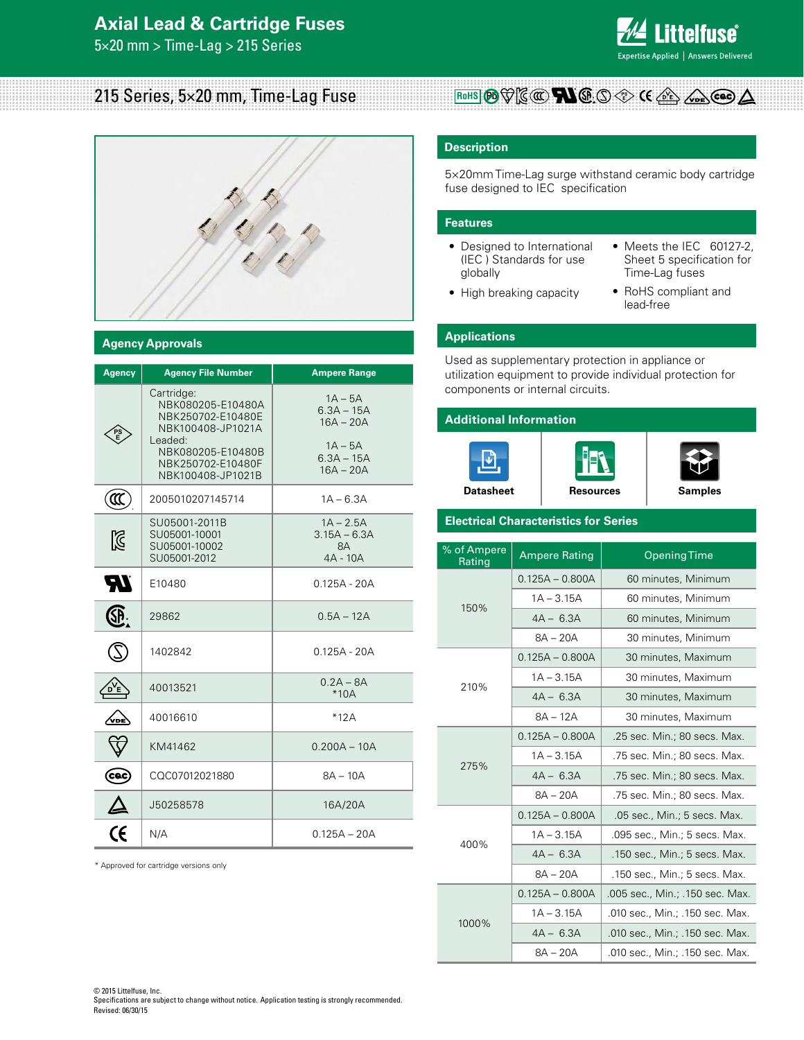# Axial Lead & Cartridge Fuses

5×20 mm > Time-Lag > 215 Series

## 215 Series, 5×20 mm, Time-Lag Fuse

## Agency Approvals

| Agency | Agency File Number | Ampere Range |
|---|---|---|
| PSE | Cartridge:<br>NBK080205-E10480A<br>NBK250702-E10480E<br>NBK100408-JP1021A<br>Leaded:<br>NBK080205-E10480B<br>NBK250702-E10480F<br>NBK100408-JP1021B | 1A – 5A<br>6.3A – 15A<br>16A – 20A<br><br>1A – 5A<br>6.3A – 15A<br>16A – 20A |
| CCC | 2005010207145714 | 1A – 6.3A |
| KC | SU05001-2011B<br>SU05001-10001<br>SU05001-10002<br>SU05001-2012 | 1A – 2.5A<br>3.15A – 6.3A<br>8A<br>4A - 10A |
| UR | E10480 | 0.125A - 20A |
| CSA | 29862 | 0.5A – 12A |
| S | 1402842 | 0.125A - 20A |
| DVE | 40013521 | 0.2A – 8A<br>*10A |
| VDE | 40016610 | *12A |
| KM | KM41462 | 0.200A – 10A |
| CQC | CQC07012021880 | 8A – 10A |
| △ | J50258578 | 16A/20A |
| CE | N/A | 0.125A – 20A |

\* Approved for cartridge versions only

## Description

5×20mm Time-Lag surge withstand ceramic body cartridge fuse designed to IEC specification

## Features

- Designed to International (IEC ) Standards for use globally
- High breaking capacity
- Meets the IEC 60127-2, Sheet 5 specification for Time-Lag fuses
- RoHS compliant and lead-free

## Applications

Used as supplementary protection in appliance or utilization equipment to provide individual protection for components or internal circuits.

## Additional Information

Datasheet | Resources | Samples

## Electrical Characteristics for Series

| % of Ampere Rating | Ampere Rating | Opening Time |
|---|---|---|
| 150% | 0.125A – 0.800A | 60 minutes, Minimum |
| | 1A – 3.15A | 60 minutes, Minimum |
| | 4A – 6.3A | 60 minutes, Minimum |
| | 8A – 20A | 30 minutes, Minimum |
| 210% | 0.125A – 0.800A | 30 minutes, Maximum |
| | 1A – 3.15A | 30 minutes, Maximum |
| | 4A – 6.3A | 30 minutes, Maximum |
| | 8A – 12A | 30 minutes, Maximum |
| 275% | 0.125A – 0.800A | .25 sec. Min.; 80 secs. Max. |
| | 1A – 3.15A | .75 sec. Min.; 80 secs. Max. |
| | 4A – 6.3A | .75 sec. Min.; 80 secs. Max. |
| | 8A – 20A | .75 sec. Min.; 80 secs. Max. |
| 400% | 0.125A – 0.800A | .05 sec., Min.; 5 secs. Max. |
| | 1A – 3.15A | .095 sec., Min.; 5 secs. Max. |
| | 4A – 6.3A | .150 sec., Min.; 5 secs. Max. |
| | 8A – 20A | .150 sec., Min.; 5 secs. Max. |
| 1000% | 0.125A – 0.800A | .005 sec., Min.; .150 sec. Max. |
| | 1A – 3.15A | .010 sec., Min.; .150 sec. Max. |
| | 4A – 6.3A | .010 sec., Min.; .150 sec. Max. |
| | 8A – 20A | .010 sec., Min.; .150 sec. Max. |

© 2015 Littelfuse, Inc.
Specifications are subject to change without notice. Application testing is strongly recommended.
Revised: 06/30/15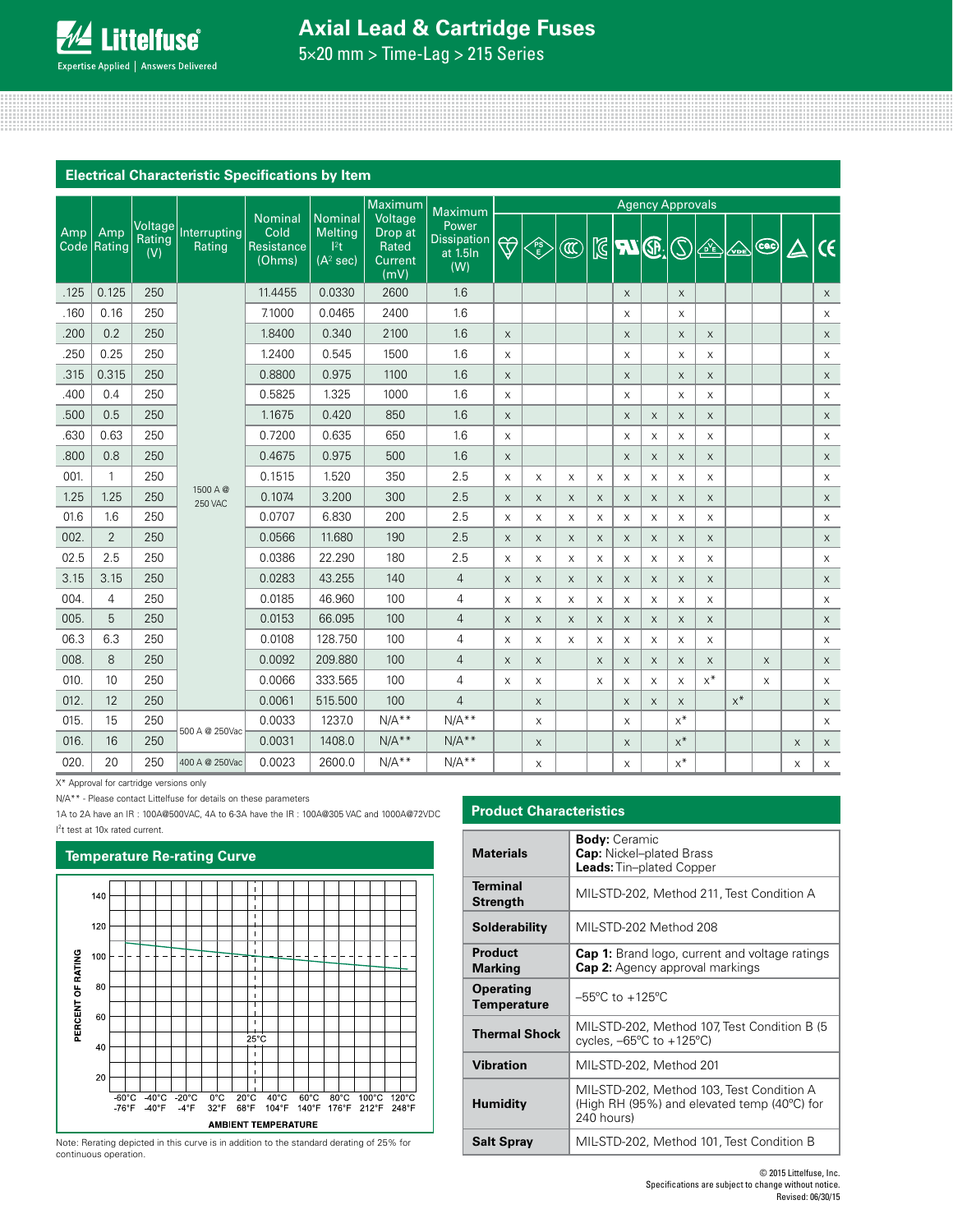## Electrical Characteristic Specifications by Item

| Amp Code | Amp Rating | Voltage Rating (V) | Interrupting Rating | Nominal Cold Resistance (Ohms) | Nominal Melting $I^2t$ ($A^2$ sec) | Maximum Voltage Drop at Rated Current (mV) | Maximum Power Dissipation at 1.5In (W) | Agency Approvals | | | | | | | | | | | |
|---|---|---|---|---|---|---|---|---|---|---|---|---|---|---|---|---|---|---|---|
| | | | | | | | | PSE (heart) | PSE | CCC | KC | UL | CSA | S | D/VE | VDE | C&C | △ | CE |
| .125 | 0.125 | 250 | 1500 A @ 250 VAC | 11.4455 | 0.0330 | 2600 | 1.6 | | | | | x | | x | | | | | x |
| .160 | 0.16 | 250 | 1500 A @ 250 VAC | 7.1000 | 0.0465 | 2400 | 1.6 | | | | | x | | x | | | | | x |
| .200 | 0.2 | 250 | 1500 A @ 250 VAC | 1.8400 | 0.340 | 2100 | 1.6 | x | | | | x | | x | x | | | | x |
| .250 | 0.25 | 250 | 1500 A @ 250 VAC | 1.2400 | 0.545 | 1500 | 1.6 | x | | | | x | | x | x | | | | x |
| .315 | 0.315 | 250 | 1500 A @ 250 VAC | 0.8800 | 0.975 | 1100 | 1.6 | x | | | | x | | x | x | | | | x |
| .400 | 0.4 | 250 | 1500 A @ 250 VAC | 0.5825 | 1.325 | 1000 | 1.6 | x | | | | x | | x | x | | | | x |
| .500 | 0.5 | 250 | 1500 A @ 250 VAC | 1.1675 | 0.420 | 850 | 1.6 | x | | | | x | x | x | x | | | | x |
| .630 | 0.63 | 250 | 1500 A @ 250 VAC | 0.7200 | 0.635 | 650 | 1.6 | x | | | | x | x | x | x | | | | x |
| .800 | 0.8 | 250 | 1500 A @ 250 VAC | 0.4675 | 0.975 | 500 | 1.6 | x | | | | x | x | x | x | | | | x |
| 001. | 1 | 250 | 1500 A @ 250 VAC | 0.1515 | 1.520 | 350 | 2.5 | x | x | x | x | x | x | x | x | | | | x |
| 1.25 | 1.25 | 250 | 1500 A @ 250 VAC | 0.1074 | 3.200 | 300 | 2.5 | x | x | x | x | x | x | x | x | | | | x |
| 01.6 | 1.6 | 250 | 1500 A @ 250 VAC | 0.0707 | 6.830 | 200 | 2.5 | x | x | x | x | x | x | x | x | | | | x |
| 002. | 2 | 250 | 1500 A @ 250 VAC | 0.0566 | 11.680 | 190 | 2.5 | x | x | x | x | x | x | x | x | | | | x |
| 02.5 | 2.5 | 250 | 1500 A @ 250 VAC | 0.0386 | 22.290 | 180 | 2.5 | x | x | x | x | x | x | x | x | | | | x |
| 3.15 | 3.15 | 250 | 1500 A @ 250 VAC | 0.0283 | 43.255 | 140 | 4 | x | x | x | x | x | x | x | x | | | | x |
| 004. | 4 | 250 | 1500 A @ 250 VAC | 0.0185 | 46.960 | 100 | 4 | x | x | x | x | x | x | x | x | | | | x |
| 005. | 5 | 250 | 1500 A @ 250 VAC | 0.0153 | 66.095 | 100 | 4 | x | x | x | x | x | x | x | x | | | | x |
| 06.3 | 6.3 | 250 | 1500 A @ 250 VAC | 0.0108 | 128.750 | 100 | 4 | x | x | x | x | x | x | x | x | | | | x |
| 008. | 8 | 250 | 1500 A @ 250 VAC | 0.0092 | 209.880 | 100 | 4 | x | x | | x | x | x | x | x | | x | | x |
| 010. | 10 | 250 | 1500 A @ 250 VAC | 0.0066 | 333.565 | 100 | 4 | x | x | | x | x | x | x | x* | | x | | x |
| 012. | 12 | 250 | 1500 A @ 250 VAC | 0.0061 | 515.500 | 100 | 4 | | x | | | x | x | x | | x* | | | x |
| 015. | 15 | 250 | 500 A @ 250Vac | 0.0033 | 1237.0 | N/A** | N/A** | | x | | | x | | x* | | | | | x |
| 016. | 16 | 250 | 500 A @ 250Vac | 0.0031 | 1408.0 | N/A** | N/A** | | x | | | x | | x* | | | | x | x |
| 020. | 20 | 250 | 400 A @ 250Vac | 0.0023 | 2600.0 | N/A** | N/A** | | x | | | x | | x* | | | | x | x |

X* Approval for cartridge versions only

N/A** - Please contact Littelfuse for details on these parameters

1A to 2A have an IR : 100A@500VAC, 4A to 6-3A have the IR : 100A@305 VAC and 1000A@72VDC

$I^2t$ test at 10x rated current.

## Temperature Re-rating Curve

PERCENT OF RATING (20–140) vs. AMBIENT TEMPERATURE (-60°C/-76°F, -40°C/-40°F, -20°C/-4°F, 0°C/32°F, 20°C/68°F, 40°C/104°F, 60°C/140°F, 80°C/176°F, 100°C/212°F, 120°C/248°F); 25°C marked.

Note: Rerating depicted in this curve is in addition to the standard derating of 25% for continuous operation.

## Product Characteristics

| | |
|---|---|
| **Materials** | **Body:** Ceramic<br>**Cap:** Nickel–plated Brass<br>**Leads:** Tin–plated Copper |
| **Terminal Strength** | MIL-STD-202, Method 211, Test Condition A |
| **Solderability** | MIL-STD-202 Method 208 |
| **Product Marking** | **Cap 1:** Brand logo, current and voltage ratings<br>**Cap 2:** Agency approval markings |
| **Operating Temperature** | –55ºC to +125ºC |
| **Thermal Shock** | MIL-STD-202, Method 107, Test Condition B (5 cycles, –65ºC to +125ºC) |
| **Vibration** | MIL-STD-202, Method 201 |
| **Humidity** | MIL-STD-202, Method 103, Test Condition A (High RH (95%) and elevated temp (40ºC) for 240 hours) |
| **Salt Spray** | MIL-STD-202, Method 101, Test Condition B |

© 2015 Littelfuse, Inc.
Specifications are subject to change without notice.
Revised: 06/30/15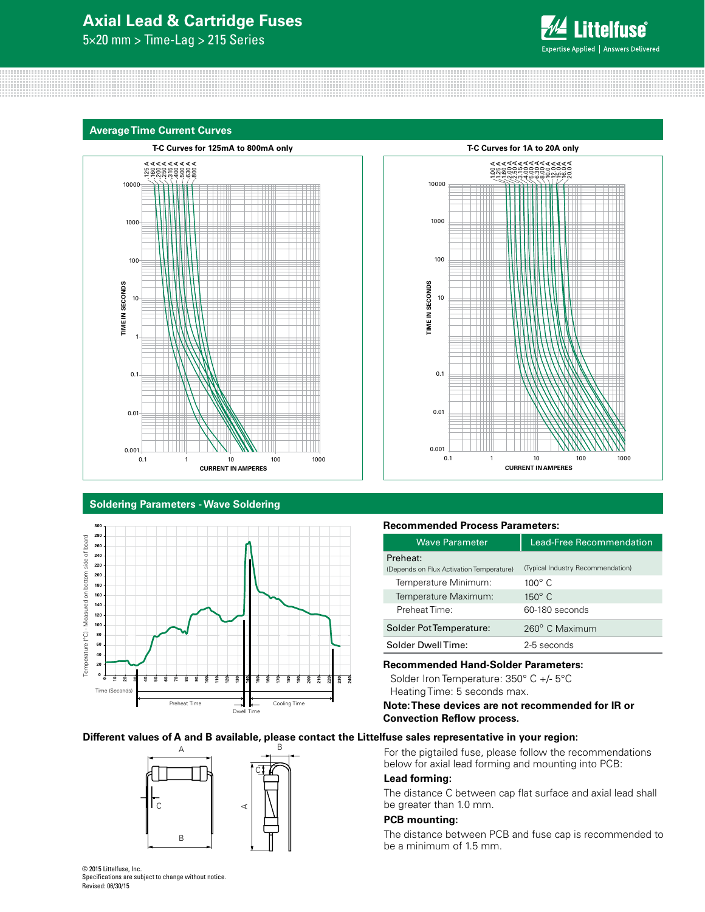## Average Time Current Curves

**T-C Curves for 125mA to 800mA only**

**T-C Curves for 1A to 20A only**

## Soldering Parameters - Wave Soldering

**Recommended Process Parameters:**

| Wave Parameter | Lead-Free Recommendation |
|---|---|
| Preheat: (Depends on Flux Activation Temperature) | (Typical Industry Recommendation) |
| Temperature Minimum: | 100° C |
| Temperature Maximum: | 150° C |
| Preheat Time: | 60-180 seconds |
| Solder Pot Temperature: | 260° C Maximum |
| Solder Dwell Time: | 2-5 seconds |

**Recommended Hand-Solder Parameters:**

Solder Iron Temperature: 350° C +/- 5°C
Heating Time: 5 seconds max.

**Note: These devices are not recommended for IR or Convection Reflow process.**

**Different values of A and B available, please contact the Littelfuse sales representative in your region:**

For the pigtailed fuse, please follow the recommendations below for axial lead forming and mounting into PCB:

**Lead forming:**

The distance C between cap flat surface and axial lead shall be greater than 1.0 mm.

**PCB mounting:**

The distance between PCB and fuse cap is recommended to be a minimum of 1.5 mm.

© 2015 Littelfuse, Inc.
Specifications are subject to change without notice.
Revised: 06/30/15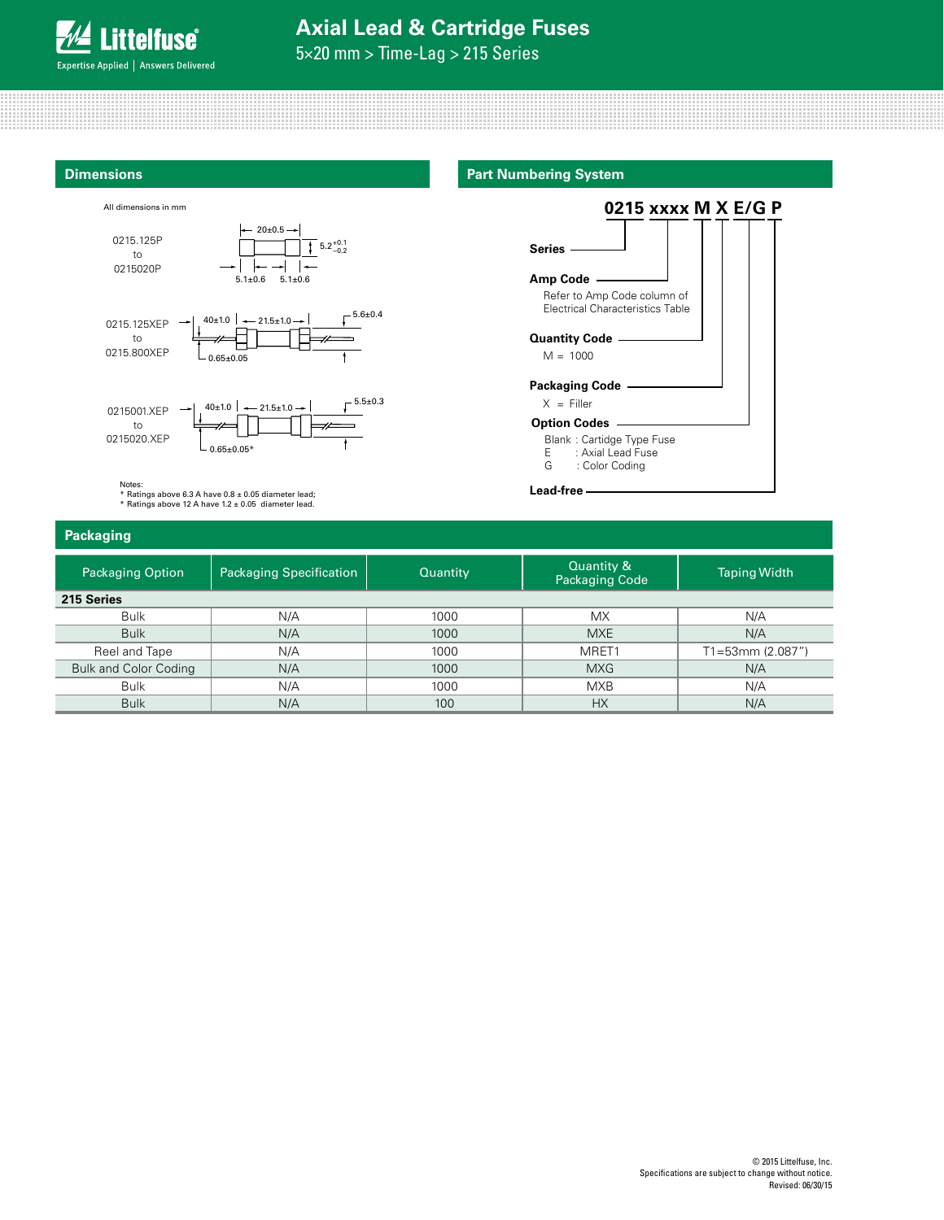# Axial Lead & Cartridge Fuses

5×20 mm > Time-Lag > 215 Series

## Dimensions

All dimensions in mm

0215.125P
to
0215020P

20±0.5
5.2 +0.1 −0.2
5.1±0.6
5.1±0.6

0215.125XEP
to
0215.800XEP

40±1.0
21.5±1.0
5.6±0.4
0.65±0.05

0215001.XEP
to
0215020.XEP

40±1.0
21.5±1.0
5.5±0.3
0.65±0.05*

Notes:
* Ratings above 6.3 A have 0.8 ± 0.05 diameter lead;
* Ratings above 12 A have 1.2 ± 0.05 diameter lead.

## Part Numbering System

**0215 xxxx M X E/G P**

**Series**

**Amp Code**
Refer to Amp Code column of Electrical Characteristics Table

**Quantity Code**
M = 1000

**Packaging Code**
X = Filler

**Option Codes**
Blank : Cartridge Type Fuse
E : Axial Lead Fuse
G : Color Coding

**Lead-free**

## Packaging

| Packaging Option | Packaging Specification | Quantity | Quantity & Packaging Code | Taping Width |
|---|---|---|---|---|
| **215 Series** | | | | |
| Bulk | N/A | 1000 | MX | N/A |
| Bulk | N/A | 1000 | MXE | N/A |
| Reel and Tape | N/A | 1000 | MRET1 | T1=53mm (2.087") |
| Bulk and Color Coding | N/A | 1000 | MXG | N/A |
| Bulk | N/A | 1000 | MXB | N/A |
| Bulk | N/A | 100 | HX | N/A |

© 2015 Littelfuse, Inc.
Specifications are subject to change without notice.
Revised: 06/30/15